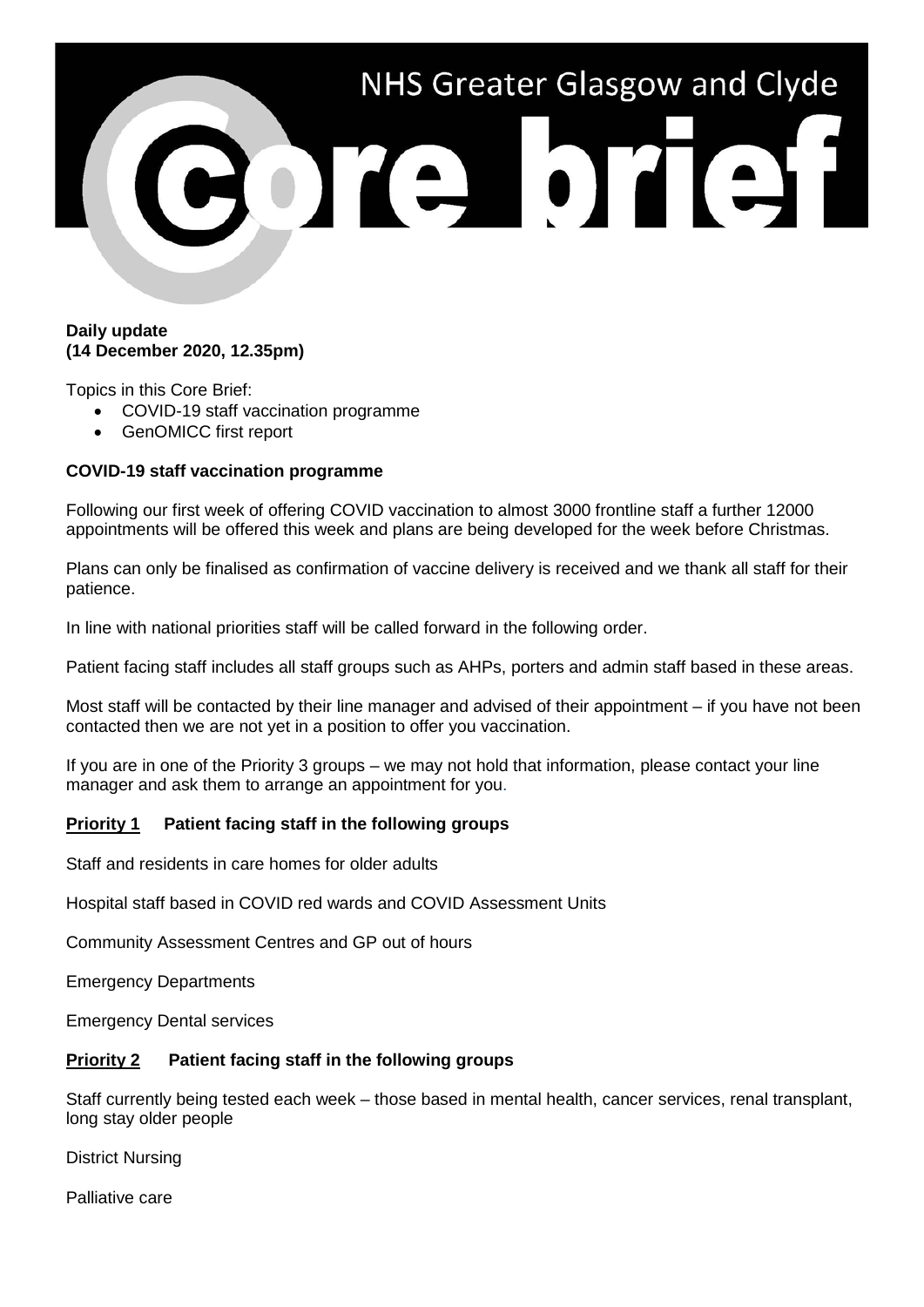# NHS Greater Glasgow and Clyde

# Core brief

**Daily update**
**(14 December 2020, 12.35pm)**

Topics in this Core Brief:

- COVID-19 staff vaccination programme
- GenOMICC first report

**COVID-19 staff vaccination programme**

Following our first week of offering COVID vaccination to almost 3000 frontline staff a further 12000 appointments will be offered this week and plans are being developed for the week before Christmas.

Plans can only be finalised as confirmation of vaccine delivery is received and we thank all staff for their patience.

In line with national priorities staff will be called forward in the following order.

Patient facing staff includes all staff groups such as AHPs, porters and admin staff based in these areas.

Most staff will be contacted by their line manager and advised of their appointment – if you have not been contacted then we are not yet in a position to offer you vaccination.

If you are in one of the Priority 3 groups – we may not hold that information, please contact your line manager and ask them to arrange an appointment for you.

**Priority 1 Patient facing staff in the following groups**

Staff and residents in care homes for older adults

Hospital staff based in COVID red wards and COVID Assessment Units

Community Assessment Centres and GP out of hours

Emergency Departments

Emergency Dental services

**Priority 2 Patient facing staff in the following groups**

Staff currently being tested each week – those based in mental health, cancer services, renal transplant, long stay older people

District Nursing

Palliative care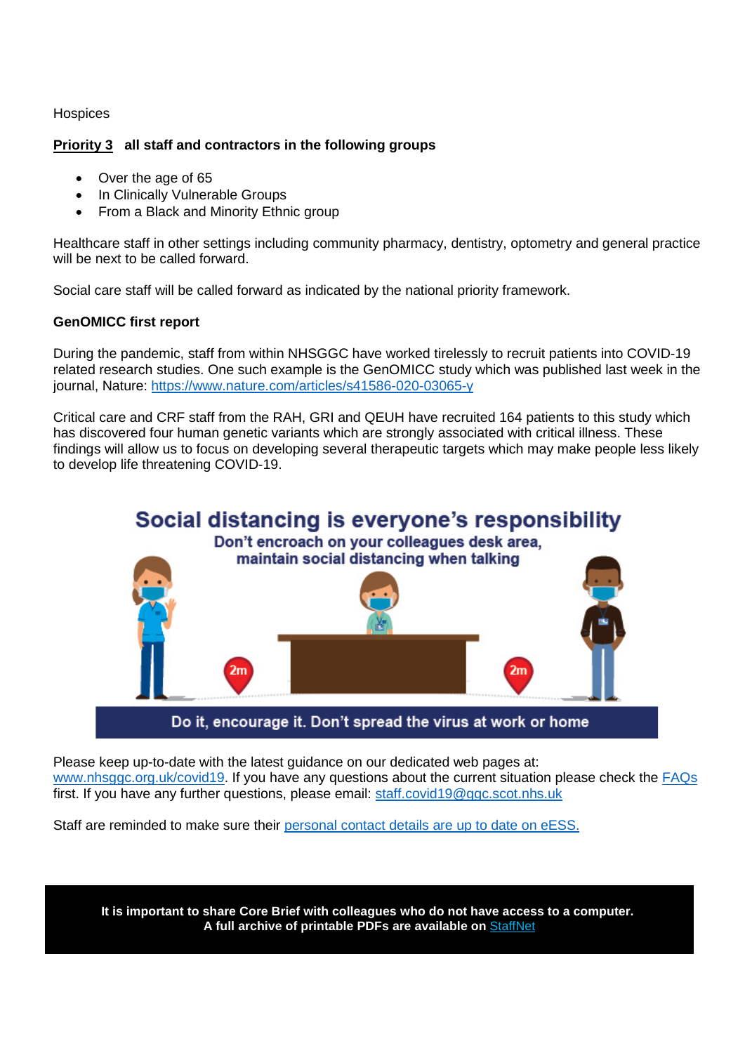Hospices

**Priority 3** **all staff and contractors in the following groups**

- Over the age of 65
- In Clinically Vulnerable Groups
- From a Black and Minority Ethnic group

Healthcare staff in other settings including community pharmacy, dentistry, optometry and general practice will be next to be called forward.

Social care staff will be called forward as indicated by the national priority framework.

**GenOMICC first report**

During the pandemic, staff from within NHSGGC have worked tirelessly to recruit patients into COVID-19 related research studies. One such example is the GenOMICC study which was published last week in the journal, Nature: https://www.nature.com/articles/s41586-020-03065-y

Critical care and CRF staff from the RAH, GRI and QEUH have recruited 164 patients to this study which has discovered four human genetic variants which are strongly associated with critical illness. These findings will allow us to focus on developing several therapeutic targets which may make people less likely to develop life threatening COVID-19.

Social distancing is everyone's responsibility

Don't encroach on your colleagues desk area, maintain social distancing when talking

2m

2m

Do it, encourage it. Don't spread the virus at work or home

Please keep up-to-date with the latest guidance on our dedicated web pages at: www.nhsggc.org.uk/covid19. If you have any questions about the current situation please check the FAQs first. If you have any further questions, please email: staff.covid19@ggc.scot.nhs.uk

Staff are reminded to make sure their personal contact details are up to date on eESS.

**It is important to share Core Brief with colleagues who do not have access to a computer.**
**A full archive of printable PDFs are available on StaffNet**